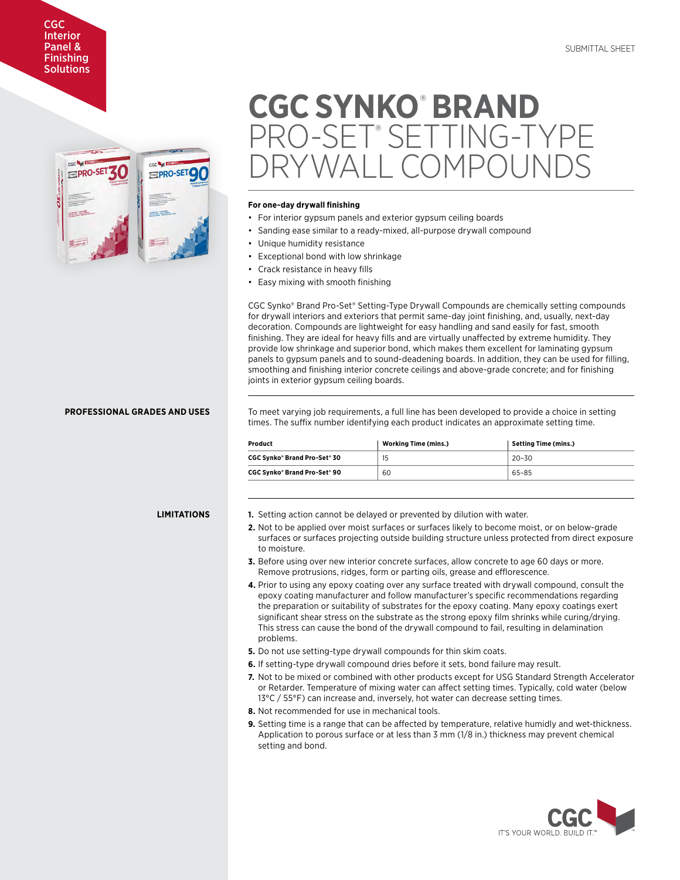CGC Interior Panel & Finishing Solutions

SUBMITTAL SHEET

# CGC SYNKO® BRAND PRO-SET® SETTING-TYPE DRYWALL COMPOUNDS

**For one-day drywall finishing**

- For interior gypsum panels and exterior gypsum ceiling boards
- Sanding ease similar to a ready-mixed, all-purpose drywall compound
- Unique humidity resistance
- Exceptional bond with low shrinkage
- Crack resistance in heavy fills
- Easy mixing with smooth finishing

CGC Synko® Brand Pro-Set® Setting-Type Drywall Compounds are chemically setting compounds for drywall interiors and exteriors that permit same-day joint finishing, and, usually, next-day decoration. Compounds are lightweight for easy handling and sand easily for fast, smooth finishing. They are ideal for heavy fills and are virtually unaffected by extreme humidity. They provide low shrinkage and superior bond, which makes them excellent for laminating gypsum panels to gypsum panels and to sound-deadening boards. In addition, they can be used for filling, smoothing and finishing interior concrete ceilings and above-grade concrete; and for finishing joints in exterior gypsum ceiling boards.

## PROFESSIONAL GRADES AND USES

To meet varying job requirements, a full line has been developed to provide a choice in setting times. The suffix number identifying each product indicates an approximate setting time.

| Product | Working Time (mins.) | Setting Time (mins.) |
|---|---|---|
| CGC Synko® Brand Pro-Set® 30 | 15 | 20–30 |
| CGC Synko® Brand Pro-Set® 90 | 60 | 65–85 |

## LIMITATIONS

1. Setting action cannot be delayed or prevented by dilution with water.
2. Not to be applied over moist surfaces or surfaces likely to become moist, or on below-grade surfaces or surfaces projecting outside building structure unless protected from direct exposure to moisture.
3. Before using over new interior concrete surfaces, allow concrete to age 60 days or more. Remove protrusions, ridges, form or parting oils, grease and efflorescence.
4. Prior to using any epoxy coating over any surface treated with drywall compound, consult the epoxy coating manufacturer and follow manufacturer's specific recommendations regarding the preparation or suitability of substrates for the epoxy coating. Many epoxy coatings exert significant shear stress on the substrate as the strong epoxy film shrinks while curing/drying. This stress can cause the bond of the drywall compound to fail, resulting in delamination problems.
5. Do not use setting-type drywall compounds for thin skim coats.
6. If setting-type drywall compound dries before it sets, bond failure may result.
7. Not to be mixed or combined with other products except for USG Standard Strength Accelerator or Retarder. Temperature of mixing water can affect setting times. Typically, cold water (below 13°C / 55°F) can increase and, inversely, hot water can decrease setting times.
8. Not recommended for use in mechanical tools.
9. Setting time is a range that can be affected by temperature, relative humidly and wet-thickness. Application to porous surface or at less than 3 mm (1/8 in.) thickness may prevent chemical setting and bond.

CGC IT'S YOUR WORLD. BUILD IT.™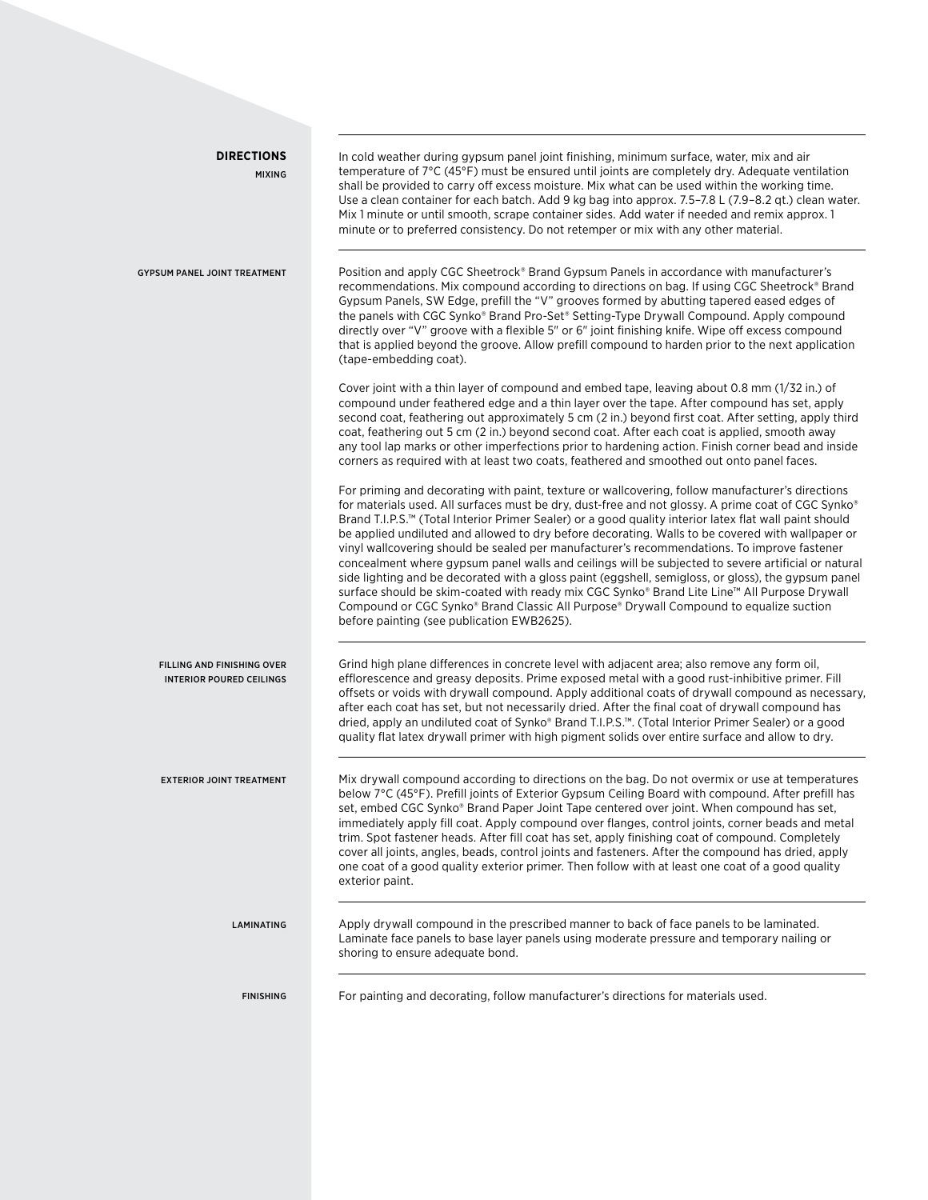## DIRECTIONS

### MIXING

In cold weather during gypsum panel joint finishing, minimum surface, water, mix and air temperature of 7°C (45°F) must be ensured until joints are completely dry. Adequate ventilation shall be provided to carry off excess moisture. Mix what can be used within the working time. Use a clean container for each batch. Add 9 kg bag into approx. 7.5–7.8 L (7.9–8.2 qt.) clean water. Mix 1 minute or until smooth, scrape container sides. Add water if needed and remix approx. 1 minute or to preferred consistency. Do not retemper or mix with any other material.

### GYPSUM PANEL JOINT TREATMENT

Position and apply CGC Sheetrock® Brand Gypsum Panels in accordance with manufacturer's recommendations. Mix compound according to directions on bag. If using CGC Sheetrock® Brand Gypsum Panels, SW Edge, prefill the "V" grooves formed by abutting tapered eased edges of the panels with CGC Synko® Brand Pro-Set® Setting-Type Drywall Compound. Apply compound directly over "V" groove with a flexible 5" or 6" joint finishing knife. Wipe off excess compound that is applied beyond the groove. Allow prefill compound to harden prior to the next application (tape-embedding coat).

Cover joint with a thin layer of compound and embed tape, leaving about 0.8 mm (1/32 in.) of compound under feathered edge and a thin layer over the tape. After compound has set, apply second coat, feathering out approximately 5 cm (2 in.) beyond first coat. After setting, apply third coat, feathering out 5 cm (2 in.) beyond second coat. After each coat is applied, smooth away any tool lap marks or other imperfections prior to hardening action. Finish corner bead and inside corners as required with at least two coats, feathered and smoothed out onto panel faces.

For priming and decorating with paint, texture or wallcovering, follow manufacturer's directions for materials used. All surfaces must be dry, dust-free and not glossy. A prime coat of CGC Synko® Brand T.I.P.S.™ (Total Interior Primer Sealer) or a good quality interior latex flat wall paint should be applied undiluted and allowed to dry before decorating. Walls to be covered with wallpaper or vinyl wallcovering should be sealed per manufacturer's recommendations. To improve fastener concealment where gypsum panel walls and ceilings will be subjected to severe artificial or natural side lighting and be decorated with a gloss paint (eggshell, semigloss, or gloss), the gypsum panel surface should be skim-coated with ready mix CGC Synko® Brand Lite Line™ All Purpose Drywall Compound or CGC Synko® Brand Classic All Purpose® Drywall Compound to equalize suction before painting (see publication EWB2625).

### FILLING AND FINISHING OVER INTERIOR POURED CEILINGS

Grind high plane differences in concrete level with adjacent area; also remove any form oil, efflorescence and greasy deposits. Prime exposed metal with a good rust-inhibitive primer. Fill offsets or voids with drywall compound. Apply additional coats of drywall compound as necessary, after each coat has set, but not necessarily dried. After the final coat of drywall compound has dried, apply an undiluted coat of Synko® Brand T.I.P.S.™. (Total Interior Primer Sealer) or a good quality flat latex drywall primer with high pigment solids over entire surface and allow to dry.

### EXTERIOR JOINT TREATMENT

Mix drywall compound according to directions on the bag. Do not overmix or use at temperatures below 7°C (45°F). Prefill joints of Exterior Gypsum Ceiling Board with compound. After prefill has set, embed CGC Synko® Brand Paper Joint Tape centered over joint. When compound has set, immediately apply fill coat. Apply compound over flanges, control joints, corner beads and metal trim. Spot fastener heads. After fill coat has set, apply finishing coat of compound. Completely cover all joints, angles, beads, control joints and fasteners. After the compound has dried, apply one coat of a good quality exterior primer. Then follow with at least one coat of a good quality exterior paint.

### LAMINATING

Apply drywall compound in the prescribed manner to back of face panels to be laminated. Laminate face panels to base layer panels using moderate pressure and temporary nailing or shoring to ensure adequate bond.

### FINISHING

For painting and decorating, follow manufacturer's directions for materials used.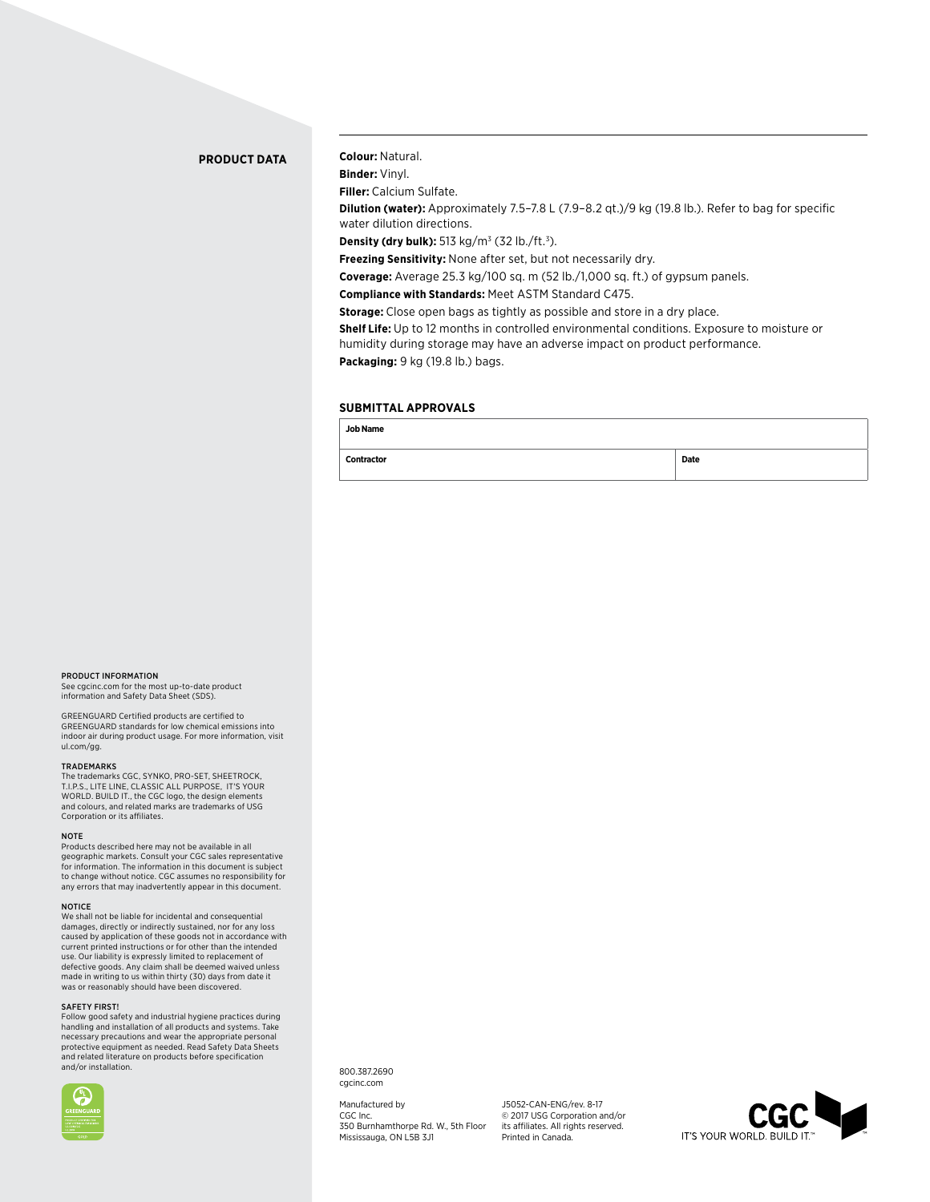## PRODUCT DATA

**Colour:** Natural.

**Binder:** Vinyl.

**Filler:** Calcium Sulfate.

**Dilution (water):** Approximately 7.5–7.8 L (7.9–8.2 qt.)/9 kg (19.8 lb.). Refer to bag for specific water dilution directions.

**Density (dry bulk):** 513 kg/m$^3$ (32 lb./ft.$^3$).

**Freezing Sensitivity:** None after set, but not necessarily dry.

**Coverage:** Average 25.3 kg/100 sq. m (52 lb./1,000 sq. ft.) of gypsum panels.

**Compliance with Standards:** Meet ASTM Standard C475.

**Storage:** Close open bags as tightly as possible and store in a dry place.

**Shelf Life:** Up to 12 months in controlled environmental conditions. Exposure to moisture or humidity during storage may have an adverse impact on product performance.

**Packaging:** 9 kg (19.8 lb.) bags.

### SUBMITTAL APPROVALS

| | |
|---|---|
| **Job Name** | |
| **Contractor** | **Date** |

#### PRODUCT INFORMATION

See cgcinc.com for the most up-to-date product information and Safety Data Sheet (SDS).

GREENGUARD Certified products are certified to GREENGUARD standards for low chemical emissions into indoor air during product usage. For more information, visit ul.com/gg.

#### TRADEMARKS

The trademarks CGC, SYNKO, PRO-SET, SHEETROCK, T.I.P.S., LITE LINE, CLASSIC ALL PURPOSE, IT'S YOUR WORLD. BUILD IT., the CGC logo, the design elements and colours, and related marks are trademarks of USG Corporation or its affiliates.

#### NOTE

Products described here may not be available in all geographic markets. Consult your CGC sales representative for information. The information in this document is subject to change without notice. CGC assumes no responsibility for any errors that may inadvertently appear in this document.

#### NOTICE

We shall not be liable for incidental and consequential damages, directly or indirectly sustained, nor for any loss caused by application of these goods not in accordance with current printed instructions or for other than the intended use. Our liability is expressly limited to replacement of defective goods. Any claim shall be deemed waived unless made in writing to us within thirty (30) days from date it was or reasonably should have been discovered.

#### SAFETY FIRST!

Follow good safety and industrial hygiene practices during handling and installation of all products and systems. Take necessary precautions and wear the appropriate personal protective equipment as needed. Read Safety Data Sheets and related literature on products before specification and/or installation.

800.387.2690
cgcinc.com

Manufactured by
CGC Inc.
350 Burnhamthorpe Rd. W., 5th Floor
Mississauga, ON L5B 3J1

J5052-CAN-ENG/rev. 8-17
© 2017 USG Corporation and/or its affiliates. All rights reserved.
Printed in Canada.

CGC
IT'S YOUR WORLD. BUILD IT.™